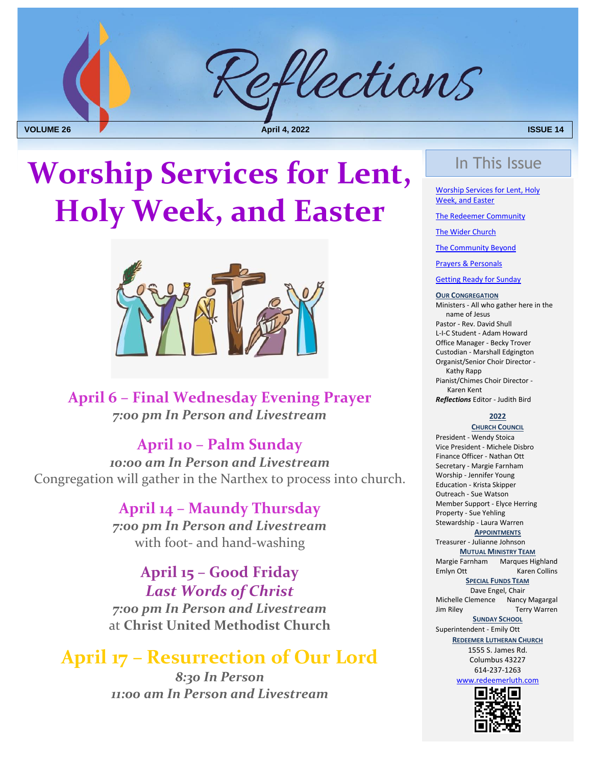# Reflections

VOLUME 26 — April 4, 2022 — ISSUE 14

# Worship Services for Lent, Holy Week, and Easter

## April 6 – Final Wednesday Evening Prayer

***7:00 pm In Person and Livestream***

## April 10 – Palm Sunday

***10:00 am In Person and Livestream***

Congregation will gather in the Narthex to process into church.

## April 14 – Maundy Thursday

***7:00 pm In Person and Livestream***

with foot- and hand-washing

## April 15 – Good Friday

***Last Words of Christ***

***7:00 pm In Person and Livestream***

at **Christ United Methodist Church**

## April 17 – Resurrection of Our Lord

***8:30 In Person***

***11:00 am In Person and Livestream***

---

## In This Issue

- Worship Services for Lent, Holy Week, and Easter
- The Redeemer Community
- The Wider Church
- The Community Beyond
- Prayers & Personals
- Getting Ready for Sunday

**Our Congregation**

Ministers - All who gather here in the name of Jesus
Pastor - Rev. David Shull
L-I-C Student - Adam Howard
Office Manager - Becky Trover
Custodian - Marshall Edgington
Organist/Senior Choir Director - Kathy Rapp
Pianist/Chimes Choir Director - Karen Kent
***Reflections*** Editor - Judith Bird

**2022**

**Church Council**

President - Wendy Stoica
Vice President - Michele Disbro
Finance Officer - Nathan Ott
Secretary - Margie Farnham
Worship - Jennifer Young
Education - Krista Skipper
Outreach - Sue Watson
Member Support - Elyce Herring
Property - Sue Yehling
Stewardship - Laura Warren

**Appointments**

Treasurer - Julianne Johnson

**Mutual Ministry Team**

Margie Farnham, Marques Highland, Emlyn Ott, Karen Collins

**Special Funds Team**

Dave Engel, Chair
Michelle Clemence, Nancy Magargal, Jim Riley, Terry Warren

**Sunday School**

Superintendent - Emily Ott

**Redeemer Lutheran Church**

1555 S. James Rd.
Columbus 43227
614-237-1263
www.redeemerluth.com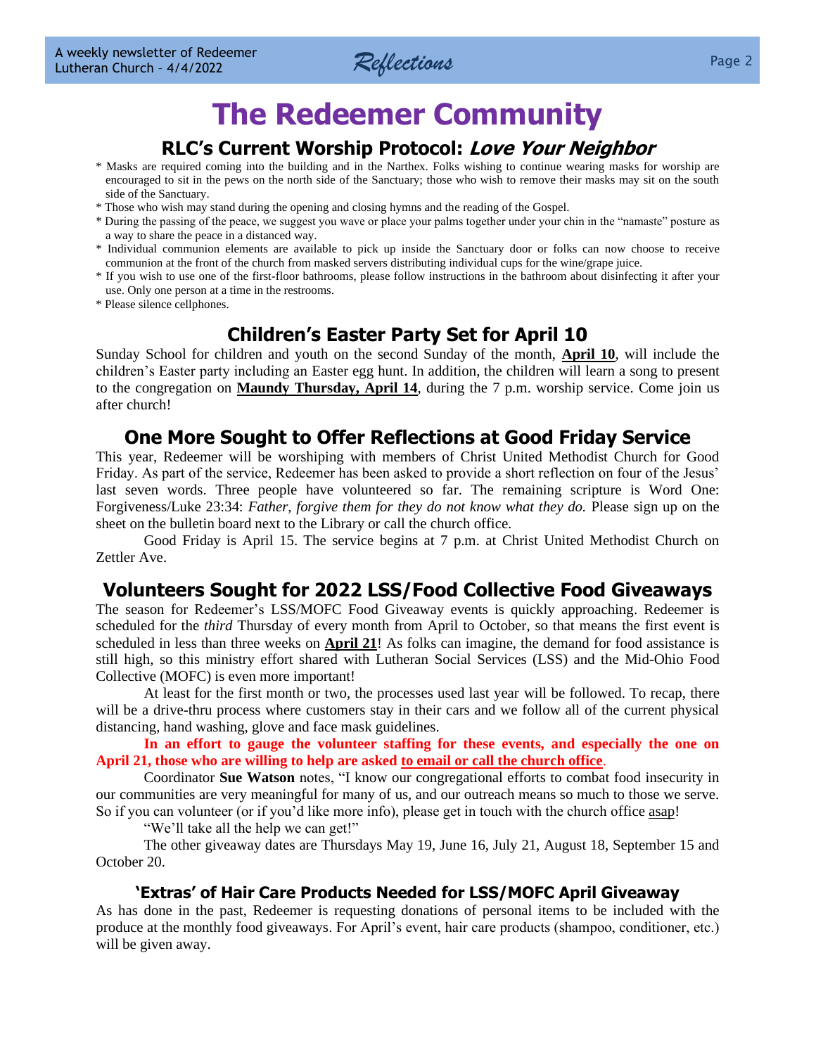# The Redeemer Community

## RLC's Current Worship Protocol: *Love Your Neighbor*

* Masks are required coming into the building and in the Narthex. Folks wishing to continue wearing masks for worship are encouraged to sit in the pews on the north side of the Sanctuary; those who wish to remove their masks may sit on the south side of the Sanctuary.
* Those who wish may stand during the opening and closing hymns and the reading of the Gospel.
* During the passing of the peace, we suggest you wave or place your palms together under your chin in the "namaste" posture as a way to share the peace in a distanced way.
* Individual communion elements are available to pick up inside the Sanctuary door or folks can now choose to receive communion at the front of the church from masked servers distributing individual cups for the wine/grape juice.
* If you wish to use one of the first-floor bathrooms, please follow instructions in the bathroom about disinfecting it after your use. Only one person at a time in the restrooms.
* Please silence cellphones.

## Children's Easter Party Set for April 10

Sunday School for children and youth on the second Sunday of the month, **April 10**, will include the children's Easter party including an Easter egg hunt. In addition, the children will learn a song to present to the congregation on **Maundy Thursday, April 14**, during the 7 p.m. worship service. Come join us after church!

## One More Sought to Offer Reflections at Good Friday Service

This year, Redeemer will be worshiping with members of Christ United Methodist Church for Good Friday. As part of the service, Redeemer has been asked to provide a short reflection on four of the Jesus' last seven words. Three people have volunteered so far. The remaining scripture is Word One: Forgiveness/Luke 23:34: *Father, forgive them for they do not know what they do.* Please sign up on the sheet on the bulletin board next to the Library or call the church office.

Good Friday is April 15. The service begins at 7 p.m. at Christ United Methodist Church on Zettler Ave.

## Volunteers Sought for 2022 LSS/Food Collective Food Giveaways

The season for Redeemer's LSS/MOFC Food Giveaway events is quickly approaching. Redeemer is scheduled for the *third* Thursday of every month from April to October, so that means the first event is scheduled in less than three weeks on **April 21**! As folks can imagine, the demand for food assistance is still high, so this ministry effort shared with Lutheran Social Services (LSS) and the Mid-Ohio Food Collective (MOFC) is even more important!

At least for the first month or two, the processes used last year will be followed. To recap, there will be a drive-thru process where customers stay in their cars and we follow all of the current physical distancing, hand washing, glove and face mask guidelines.

**In an effort to gauge the volunteer staffing for these events, and especially the one on April 21, those who are willing to help are asked to email or call the church office.**

Coordinator **Sue Watson** notes, "I know our congregational efforts to combat food insecurity in our communities are very meaningful for many of us, and our outreach means so much to those we serve. So if you can volunteer (or if you'd like more info), please get in touch with the church office asap!

"We'll take all the help we can get!"

The other giveaway dates are Thursdays May 19, June 16, July 21, August 18, September 15 and October 20.

### 'Extras' of Hair Care Products Needed for LSS/MOFC April Giveaway

As has done in the past, Redeemer is requesting donations of personal items to be included with the produce at the monthly food giveaways. For April's event, hair care products (shampoo, conditioner, etc.) will be given away.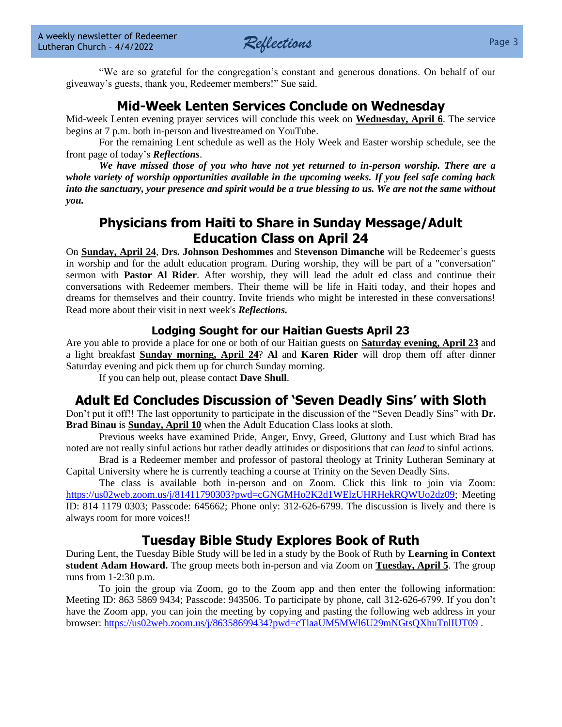"We are so grateful for the congregation's constant and generous donations. On behalf of our giveaway's guests, thank you, Redeemer members!" Sue said.

## Mid-Week Lenten Services Conclude on Wednesday

Mid-week Lenten evening prayer services will conclude this week on **Wednesday, April 6**. The service begins at 7 p.m. both in-person and livestreamed on YouTube.

For the remaining Lent schedule as well as the Holy Week and Easter worship schedule, see the front page of today's ***Reflections***.

***We have missed those of you who have not yet returned to in-person worship. There are a whole variety of worship opportunities available in the upcoming weeks. If you feel safe coming back into the sanctuary, your presence and spirit would be a true blessing to us. We are not the same without you.***

## Physicians from Haiti to Share in Sunday Message/Adult Education Class on April 24

On **Sunday, April 24**, **Drs. Johnson Deshommes** and **Stevenson Dimanche** will be Redeemer's guests in worship and for the adult education program. During worship, they will be part of a "conversation" sermon with **Pastor Al Rider**. After worship, they will lead the adult ed class and continue their conversations with Redeemer members. Their theme will be life in Haiti today, and their hopes and dreams for themselves and their country. Invite friends who might be interested in these conversations! Read more about their visit in next week's ***Reflections.***

### Lodging Sought for our Haitian Guests April 23

Are you able to provide a place for one or both of our Haitian guests on **Saturday evening, April 23** and a light breakfast **Sunday morning, April 24**? **Al** and **Karen Rider** will drop them off after dinner Saturday evening and pick them up for church Sunday morning.

If you can help out, please contact **Dave Shull**.

## Adult Ed Concludes Discussion of 'Seven Deadly Sins' with Sloth

Don't put it off!! The last opportunity to participate in the discussion of the "Seven Deadly Sins" with **Dr. Brad Binau** is **Sunday, April 10** when the Adult Education Class looks at sloth.

Previous weeks have examined Pride, Anger, Envy, Greed, Gluttony and Lust which Brad has noted are not really sinful actions but rather deadly attitudes or dispositions that can *lead* to sinful actions.

Brad is a Redeemer member and professor of pastoral theology at Trinity Lutheran Seminary at Capital University where he is currently teaching a course at Trinity on the Seven Deadly Sins.

The class is available both in-person and on Zoom. Click this link to join via Zoom: https://us02web.zoom.us/j/81411790303?pwd=cGNGMHo2K2d1WElzUHRHekRQWUo2dz09; Meeting ID: 814 1179 0303; Passcode: 645662; Phone only: 312-626-6799. The discussion is lively and there is always room for more voices!!

## Tuesday Bible Study Explores Book of Ruth

During Lent, the Tuesday Bible Study will be led in a study by the Book of Ruth by **Learning in Context student Adam Howard.** The group meets both in-person and via Zoom on **Tuesday, April 5**. The group runs from 1-2:30 p.m.

To join the group via Zoom, go to the Zoom app and then enter the following information: Meeting ID: 863 5869 9434; Passcode: 943506. To participate by phone, call 312-626-6799. If you don't have the Zoom app, you can join the meeting by copying and pasting the following web address in your browser: https://us02web.zoom.us/j/86358699434?pwd=cTlaaUM5MWl6U29mNGtsQXhuTnlIUT09 .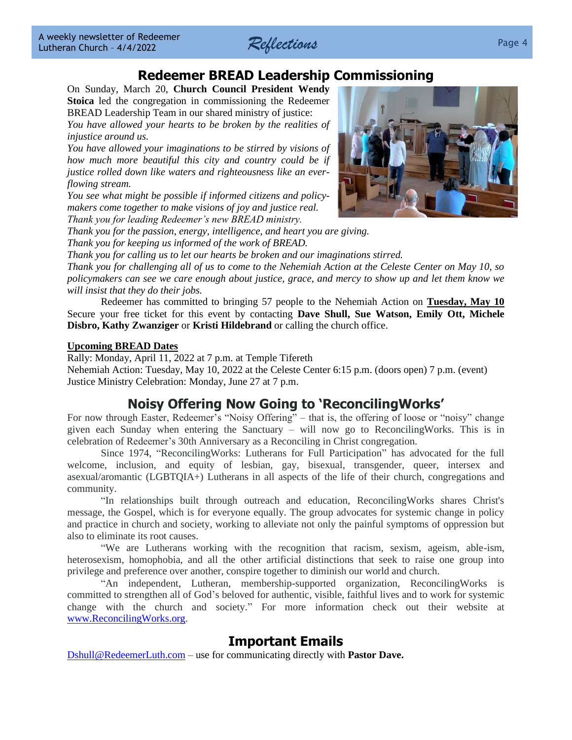## Redeemer BREAD Leadership Commissioning

On Sunday, March 20, **Church Council President Wendy Stoica** led the congregation in commissioning the Redeemer BREAD Leadership Team in our shared ministry of justice:

*You have allowed your hearts to be broken by the realities of injustice around us.*

*You have allowed your imaginations to be stirred by visions of how much more beautiful this city and country could be if justice rolled down like waters and righteousness like an ever-flowing stream.*

*You see what might be possible if informed citizens and policy-makers come together to make visions of joy and justice real.*

*Thank you for leading Redeemer's new BREAD ministry.*

*Thank you for the passion, energy, intelligence, and heart you are giving.*

*Thank you for keeping us informed of the work of BREAD.*

*Thank you for calling us to let our hearts be broken and our imaginations stirred.*

*Thank you for challenging all of us to come to the Nehemiah Action at the Celeste Center on May 10, so policymakers can see we care enough about justice, grace, and mercy to show up and let them know we will insist that they do their jobs.*

Redeemer has committed to bringing 57 people to the Nehemiah Action on **Tuesday, May 10** Secure your free ticket for this event by contacting **Dave Shull, Sue Watson, Emily Ott, Michele Disbro, Kathy Zwanziger** or **Kristi Hildebrand** or calling the church office.

**Upcoming BREAD Dates**

Rally: Monday, April 11, 2022 at 7 p.m. at Temple Tifereth
Nehemiah Action: Tuesday, May 10, 2022 at the Celeste Center 6:15 p.m. (doors open) 7 p.m. (event)
Justice Ministry Celebration: Monday, June 27 at 7 p.m.

## Noisy Offering Now Going to 'ReconcilingWorks'

For now through Easter, Redeemer's "Noisy Offering" – that is, the offering of loose or "noisy" change given each Sunday when entering the Sanctuary – will now go to ReconcilingWorks. This is in celebration of Redeemer's 30th Anniversary as a Reconciling in Christ congregation.

Since 1974, "ReconcilingWorks: Lutherans for Full Participation" has advocated for the full welcome, inclusion, and equity of lesbian, gay, bisexual, transgender, queer, intersex and asexual/aromantic (LGBTQIA+) Lutherans in all aspects of the life of their church, congregations and community.

"In relationships built through outreach and education, ReconcilingWorks shares Christ's message, the Gospel, which is for everyone equally. The group advocates for systemic change in policy and practice in church and society, working to alleviate not only the painful symptoms of oppression but also to eliminate its root causes.

"We are Lutherans working with the recognition that racism, sexism, ageism, able-ism, heterosexism, homophobia, and all the other artificial distinctions that seek to raise one group into privilege and preference over another, conspire together to diminish our world and church.

"An independent, Lutheran, membership-supported organization, ReconcilingWorks is committed to strengthen all of God's beloved for authentic, visible, faithful lives and to work for systemic change with the church and society." For more information check out their website at www.ReconcilingWorks.org.

## Important Emails

Dshull@RedeemerLuth.com – use for communicating directly with **Pastor Dave.**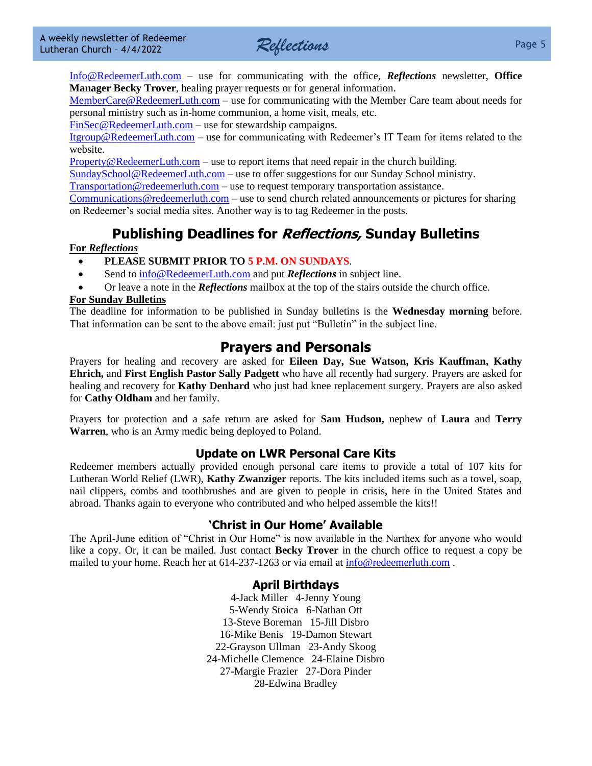Info@RedeemerLuth.com – use for communicating with the office, ***Reflections*** newsletter, **Office Manager Becky Trover**, healing prayer requests or for general information.
MemberCare@RedeemerLuth.com – use for communicating with the Member Care team about needs for personal ministry such as in-home communion, a home visit, meals, etc.
FinSec@RedeemerLuth.com – use for stewardship campaigns.
Itgroup@RedeemerLuth.com – use for communicating with Redeemer's IT Team for items related to the website.
Property@RedeemerLuth.com – use to report items that need repair in the church building.
SundaySchool@RedeemerLuth.com – use to offer suggestions for our Sunday School ministry.
Transportation@redeemerluth.com – use to request temporary transportation assistance.
Communications@redeemerluth.com – use to send church related announcements or pictures for sharing on Redeemer's social media sites. Another way is to tag Redeemer in the posts.

## Publishing Deadlines for *Reflections,* Sunday Bulletins

**For *Reflections***

- **PLEASE SUBMIT PRIOR TO 5 P.M. ON SUNDAYS**.
- Send to info@RedeemerLuth.com and put ***Reflections*** in subject line.
- Or leave a note in the ***Reflections*** mailbox at the top of the stairs outside the church office.

**For Sunday Bulletins**

The deadline for information to be published in Sunday bulletins is the **Wednesday morning** before. That information can be sent to the above email: just put "Bulletin" in the subject line.

## Prayers and Personals

Prayers for healing and recovery are asked for **Eileen Day, Sue Watson, Kris Kauffman, Kathy Ehrich,** and **First English Pastor Sally Padgett** who have all recently had surgery. Prayers are asked for healing and recovery for **Kathy Denhard** who just had knee replacement surgery. Prayers are also asked for **Cathy Oldham** and her family.

Prayers for protection and a safe return are asked for **Sam Hudson,** nephew of **Laura** and **Terry Warren**, who is an Army medic being deployed to Poland.

### Update on LWR Personal Care Kits

Redeemer members actually provided enough personal care items to provide a total of 107 kits for Lutheran World Relief (LWR), **Kathy Zwanziger** reports. The kits included items such as a towel, soap, nail clippers, combs and toothbrushes and are given to people in crisis, here in the United States and abroad. Thanks again to everyone who contributed and who helped assemble the kits!!

### 'Christ in Our Home' Available

The April-June edition of "Christ in Our Home" is now available in the Narthex for anyone who would like a copy. Or, it can be mailed. Just contact **Becky Trover** in the church office to request a copy be mailed to your home. Reach her at 614-237-1263 or via email at info@redeemerluth.com .

### April Birthdays

4-Jack Miller 4-Jenny Young
5-Wendy Stoica 6-Nathan Ott
13-Steve Boreman 15-Jill Disbro
16-Mike Benis 19-Damon Stewart
22-Grayson Ullman 23-Andy Skoog
24-Michelle Clemence 24-Elaine Disbro
27-Margie Frazier 27-Dora Pinder
28-Edwina Bradley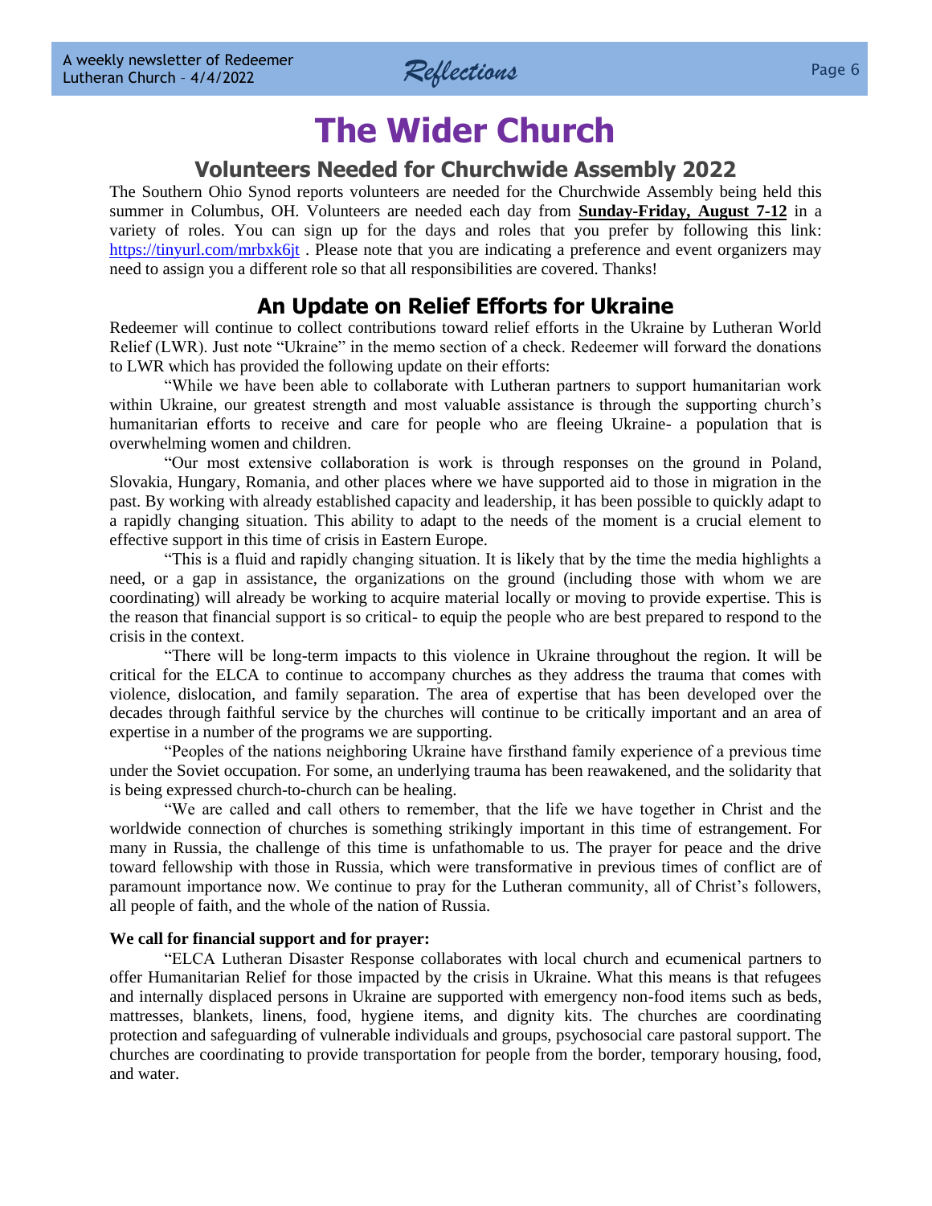# The Wider Church

## Volunteers Needed for Churchwide Assembly 2022

The Southern Ohio Synod reports volunteers are needed for the Churchwide Assembly being held this summer in Columbus, OH. Volunteers are needed each day from **Sunday-Friday, August 7-12** in a variety of roles. You can sign up for the days and roles that you prefer by following this link: https://tinyurl.com/mrbxk6jt . Please note that you are indicating a preference and event organizers may need to assign you a different role so that all responsibilities are covered. Thanks!

## An Update on Relief Efforts for Ukraine

Redeemer will continue to collect contributions toward relief efforts in the Ukraine by Lutheran World Relief (LWR). Just note "Ukraine" in the memo section of a check. Redeemer will forward the donations to LWR which has provided the following update on their efforts:

"While we have been able to collaborate with Lutheran partners to support humanitarian work within Ukraine, our greatest strength and most valuable assistance is through the supporting church's humanitarian efforts to receive and care for people who are fleeing Ukraine- a population that is overwhelming women and children.

"Our most extensive collaboration is work is through responses on the ground in Poland, Slovakia, Hungary, Romania, and other places where we have supported aid to those in migration in the past. By working with already established capacity and leadership, it has been possible to quickly adapt to a rapidly changing situation. This ability to adapt to the needs of the moment is a crucial element to effective support in this time of crisis in Eastern Europe.

"This is a fluid and rapidly changing situation. It is likely that by the time the media highlights a need, or a gap in assistance, the organizations on the ground (including those with whom we are coordinating) will already be working to acquire material locally or moving to provide expertise. This is the reason that financial support is so critical- to equip the people who are best prepared to respond to the crisis in the context.

"There will be long-term impacts to this violence in Ukraine throughout the region. It will be critical for the ELCA to continue to accompany churches as they address the trauma that comes with violence, dislocation, and family separation. The area of expertise that has been developed over the decades through faithful service by the churches will continue to be critically important and an area of expertise in a number of the programs we are supporting.

"Peoples of the nations neighboring Ukraine have firsthand family experience of a previous time under the Soviet occupation. For some, an underlying trauma has been reawakened, and the solidarity that is being expressed church-to-church can be healing.

"We are called and call others to remember, that the life we have together in Christ and the worldwide connection of churches is something strikingly important in this time of estrangement. For many in Russia, the challenge of this time is unfathomable to us. The prayer for peace and the drive toward fellowship with those in Russia, which were transformative in previous times of conflict are of paramount importance now. We continue to pray for the Lutheran community, all of Christ's followers, all people of faith, and the whole of the nation of Russia.

**We call for financial support and for prayer:**

"ELCA Lutheran Disaster Response collaborates with local church and ecumenical partners to offer Humanitarian Relief for those impacted by the crisis in Ukraine. What this means is that refugees and internally displaced persons in Ukraine are supported with emergency non-food items such as beds, mattresses, blankets, linens, food, hygiene items, and dignity kits. The churches are coordinating protection and safeguarding of vulnerable individuals and groups, psychosocial care pastoral support. The churches are coordinating to provide transportation for people from the border, temporary housing, food, and water.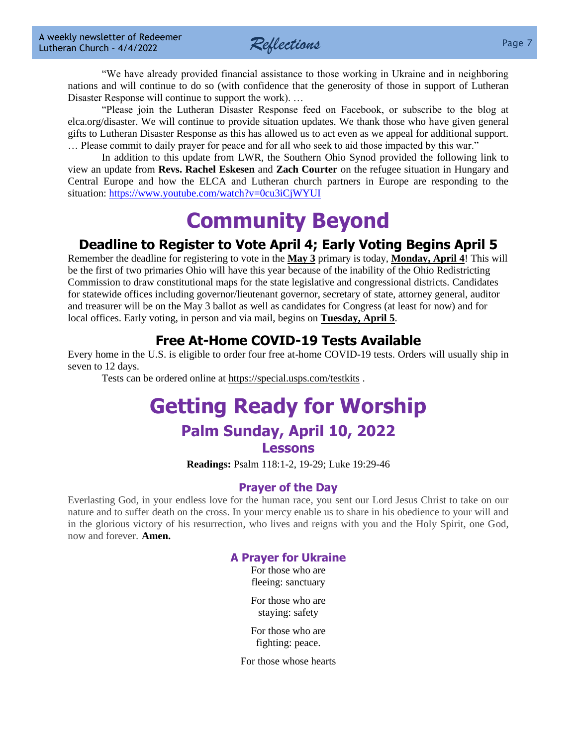“We have already provided financial assistance to those working in Ukraine and in neighboring nations and will continue to do so (with confidence that the generosity of those in support of Lutheran Disaster Response will continue to support the work). …

“Please join the Lutheran Disaster Response feed on Facebook, or subscribe to the blog at elca.org/disaster. We will continue to provide situation updates. We thank those who have given general gifts to Lutheran Disaster Response as this has allowed us to act even as we appeal for additional support. … Please commit to daily prayer for peace and for all who seek to aid those impacted by this war.”

In addition to this update from LWR, the Southern Ohio Synod provided the following link to view an update from **Revs. Rachel Eskesen** and **Zach Courter** on the refugee situation in Hungary and Central Europe and how the ELCA and Lutheran church partners in Europe are responding to the situation: https://www.youtube.com/watch?v=0cu3iCjWYUI

# Community Beyond

## Deadline to Register to Vote April 4; Early Voting Begins April 5

Remember the deadline for registering to vote in the **May 3** primary is today, **Monday, April 4**! This will be the first of two primaries Ohio will have this year because of the inability of the Ohio Redistricting Commission to draw constitutional maps for the state legislative and congressional districts. Candidates for statewide offices including governor/lieutenant governor, secretary of state, attorney general, auditor and treasurer will be on the May 3 ballot as well as candidates for Congress (at least for now) and for local offices. Early voting, in person and via mail, begins on **Tuesday, April 5**.

## Free At-Home COVID-19 Tests Available

Every home in the U.S. is eligible to order four free at-home COVID-19 tests. Orders will usually ship in seven to 12 days.

Tests can be ordered online at https://special.usps.com/testkits .

# Getting Ready for Worship

## Palm Sunday, April 10, 2022

### Lessons

**Readings:** Psalm 118:1-2, 19-29; Luke 19:29-46

### Prayer of the Day

Everlasting God, in your endless love for the human race, you sent our Lord Jesus Christ to take on our nature and to suffer death on the cross. In your mercy enable us to share in his obedience to your will and in the glorious victory of his resurrection, who lives and reigns with you and the Holy Spirit, one God, now and forever. **Amen.**

### A Prayer for Ukraine

For those who are
fleeing: sanctuary

For those who are
staying: safety

For those who are
fighting: peace.

For those whose hearts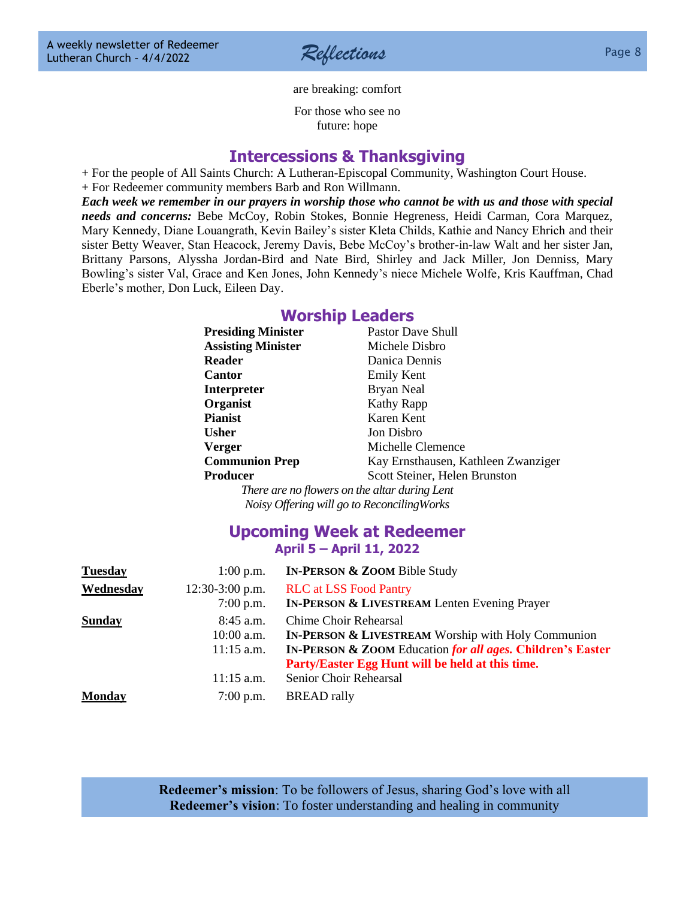are breaking: comfort

For those who see no future: hope

## Intercessions & Thanksgiving

+ For the people of All Saints Church: A Lutheran-Episcopal Community, Washington Court House.
+ For Redeemer community members Barb and Ron Willmann.

***Each week we remember in our prayers in worship those who cannot be with us and those with special needs and concerns:*** Bebe McCoy, Robin Stokes, Bonnie Hegreness, Heidi Carman, Cora Marquez, Mary Kennedy, Diane Louangrath, Kevin Bailey's sister Kleta Childs, Kathie and Nancy Ehrich and their sister Betty Weaver, Stan Heacock, Jeremy Davis, Bebe McCoy's brother-in-law Walt and her sister Jan, Brittany Parsons, Alyssha Jordan-Bird and Nate Bird, Shirley and Jack Miller, Jon Denniss, Mary Bowling's sister Val, Grace and Ken Jones, John Kennedy's niece Michele Wolfe, Kris Kauffman, Chad Eberle's mother, Don Luck, Eileen Day.

## Worship Leaders

| | |
|---|---|
| **Presiding Minister** | Pastor Dave Shull |
| **Assisting Minister** | Michele Disbro |
| **Reader** | Danica Dennis |
| **Cantor** | Emily Kent |
| **Interpreter** | Bryan Neal |
| **Organist** | Kathy Rapp |
| **Pianist** | Karen Kent |
| **Usher** | Jon Disbro |
| **Verger** | Michelle Clemence |
| **Communion Prep** | Kay Ernsthausen, Kathleen Zwanziger |
| **Producer** | Scott Steiner, Helen Brunston |

*There are no flowers on the altar during Lent*

*Noisy Offering will go to ReconcilingWorks*

## Upcoming Week at Redeemer

### April 5 – April 11, 2022

| | | |
|---|---|---|
| **Tuesday** | 1:00 p.m. | **IN-PERSON & ZOOM** Bible Study |
| **Wednesday** | 12:30-3:00 p.m. | RLC at LSS Food Pantry |
| | 7:00 p.m. | **IN-PERSON & LIVESTREAM** Lenten Evening Prayer |
| **Sunday** | 8:45 a.m. | Chime Choir Rehearsal |
| | 10:00 a.m. | **IN-PERSON & LIVESTREAM** Worship with Holy Communion |
| | 11:15 a.m. | **IN-PERSON & ZOOM** Education ***for all ages.*** **Children's Easter Party/Easter Egg Hunt will be held at this time.** |
| | 11:15 a.m. | Senior Choir Rehearsal |
| **Monday** | 7:00 p.m. | BREAD rally |

**Redeemer's mission**: To be followers of Jesus, sharing God's love with all
**Redeemer's vision**: To foster understanding and healing in community